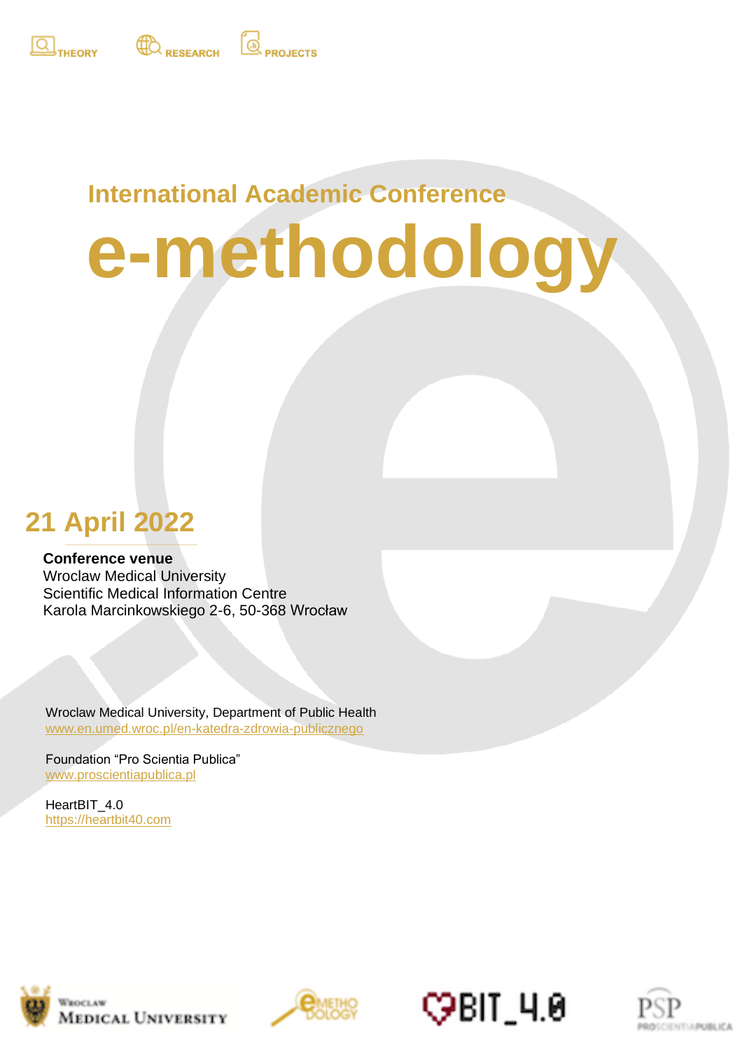THEORY RESEARCH PROJECTS

## International Academic Conference

# e-methodology

## 21 April 2022

**Conference venue**
Wroclaw Medical University
Scientific Medical Information Centre
Karola Marcinkowskiego 2-6, 50-368 Wrocław

Wroclaw Medical University, Department of Public Health
www.en.umed.wroc.pl/en-katedra-zdrowia-publicznego

Foundation "Pro Scientia Publica"
www.proscientiapublica.pl

HeartBIT_4.0
https://heartbit40.com

Wroclaw Medical University

eMETHODOLOGY

BIT_4.0

PSP PROSCIENTIAPUBLICA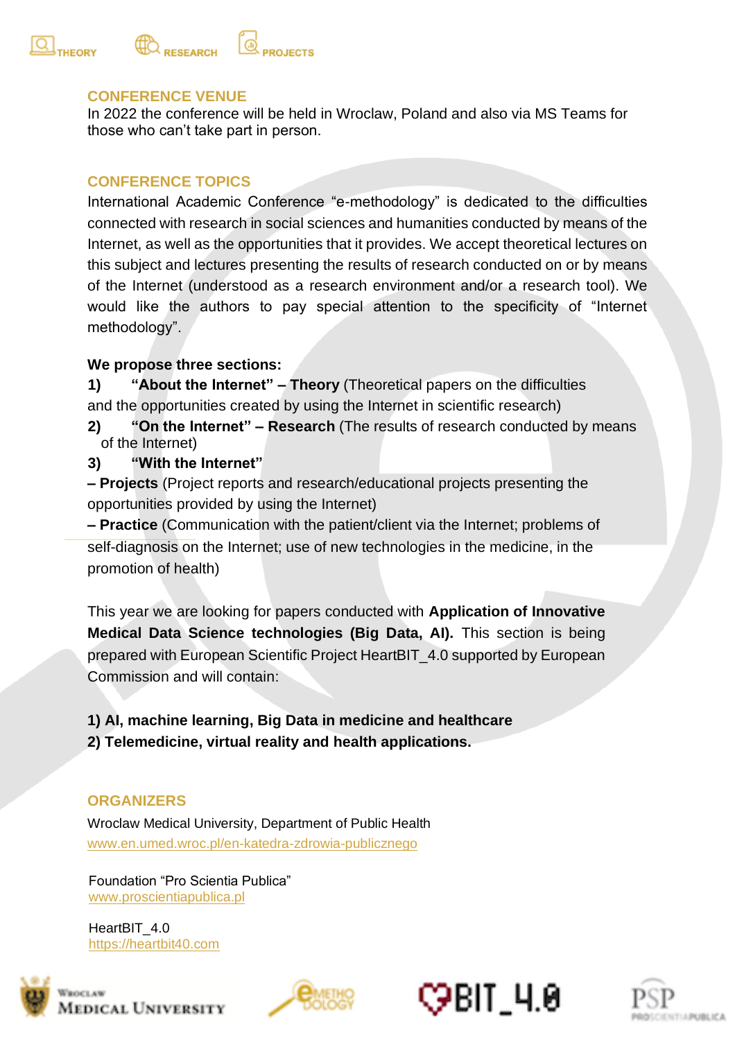## CONFERENCE VENUE

In 2022 the conference will be held in Wroclaw, Poland and also via MS Teams for those who can't take part in person.

## CONFERENCE TOPICS

International Academic Conference "e-methodology" is dedicated to the difficulties connected with research in social sciences and humanities conducted by means of the Internet, as well as the opportunities that it provides. We accept theoretical lectures on this subject and lectures presenting the results of research conducted on or by means of the Internet (understood as a research environment and/or a research tool). We would like the authors to pay special attention to the specificity of "Internet methodology".

**We propose three sections:**

1) **"About the Internet" – Theory** (Theoretical papers on the difficulties and the opportunities created by using the Internet in scientific research)
2) **"On the Internet" – Research** (The results of research conducted by means of the Internet)
3) **"With the Internet"**
   **– Projects** (Project reports and research/educational projects presenting the opportunities provided by using the Internet)
   **– Practice** (Communication with the patient/client via the Internet; problems of self-diagnosis on the Internet; use of new technologies in the medicine, in the promotion of health)

This year we are looking for papers conducted with **Application of Innovative Medical Data Science technologies (Big Data, AI).** This section is being prepared with European Scientific Project HeartBIT_4.0 supported by European Commission and will contain:

**1) AI, machine learning, Big Data in medicine and healthcare**
**2) Telemedicine, virtual reality and health applications.**

## ORGANIZERS

Wroclaw Medical University, Department of Public Health
www.en.umed.wroc.pl/en-katedra-zdrowia-publicznego

Foundation "Pro Scientia Publica"
www.proscientiapublica.pl

HeartBIT_4.0
https://heartbit40.com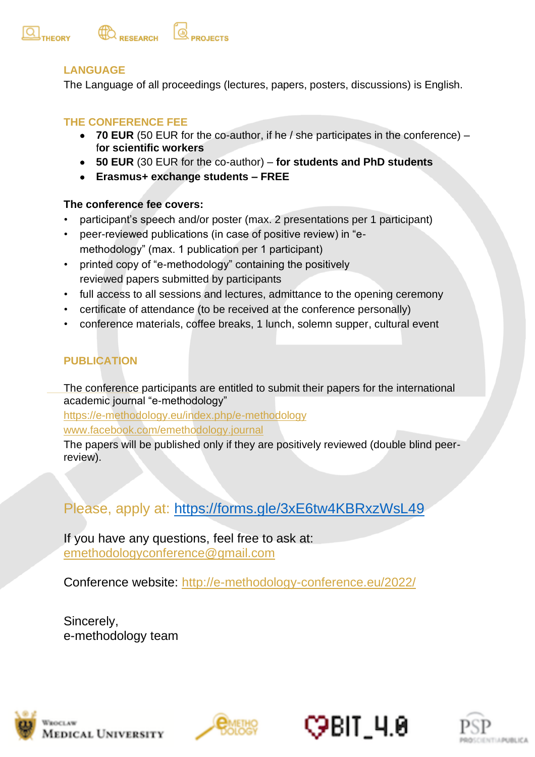## LANGUAGE

The Language of all proceedings (lectures, papers, posters, discussions) is English.

## THE CONFERENCE FEE

- **70 EUR** (50 EUR for the co-author, if he / she participates in the conference) – **for scientific workers**
- **50 EUR** (30 EUR for the co-author) – **for students and PhD students**
- **Erasmus+ exchange students – FREE**

**The conference fee covers:**

- participant's speech and/or poster (max. 2 presentations per 1 participant)
- peer-reviewed publications (in case of positive review) in "e-methodology" (max. 1 publication per 1 participant)
- printed copy of "e-methodology" containing the positively reviewed papers submitted by participants
- full access to all sessions and lectures, admittance to the opening ceremony
- certificate of attendance (to be received at the conference personally)
- conference materials, coffee breaks, 1 lunch, solemn supper, cultural event

## PUBLICATION

The conference participants are entitled to submit their papers for the international academic journal "e-methodology"
https://e-methodology.eu/index.php/e-methodology
www.facebook.com/emethodology.journal
The papers will be published only if they are positively reviewed (double blind peer-review).

Please, apply at: https://forms.gle/3xE6tw4KBRxzWsL49

If you have any questions, feel free to ask at:
emethodologyconference@gmail.com

Conference website: http://e-methodology-conference.eu/2022/

Sincerely,
e-methodology team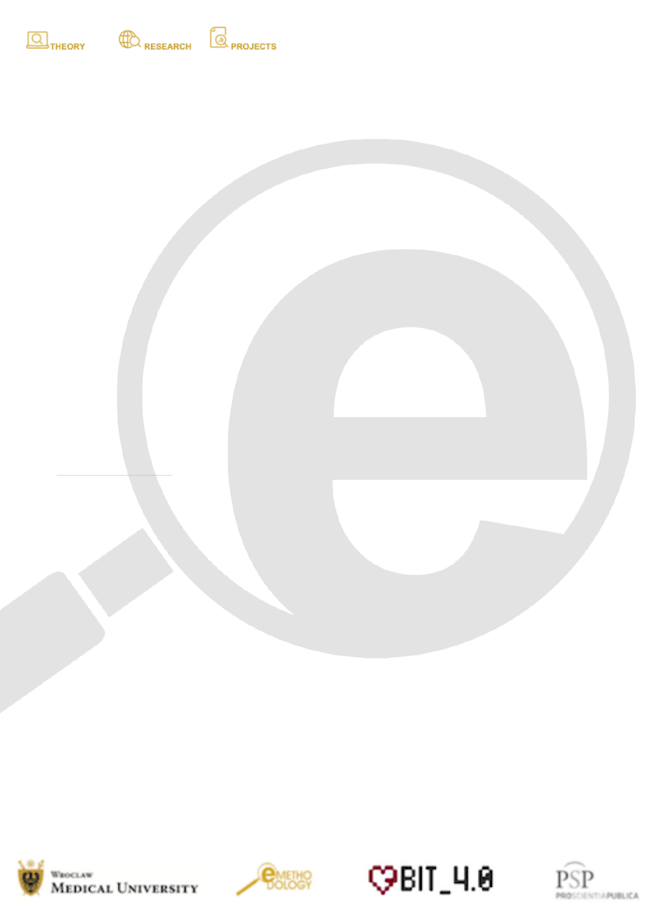THEORY RESEARCH PROJECTS

Wroclaw Medical University

eMethodology

BIT_4.0

PSP PROSCIENTIAPUBLICA